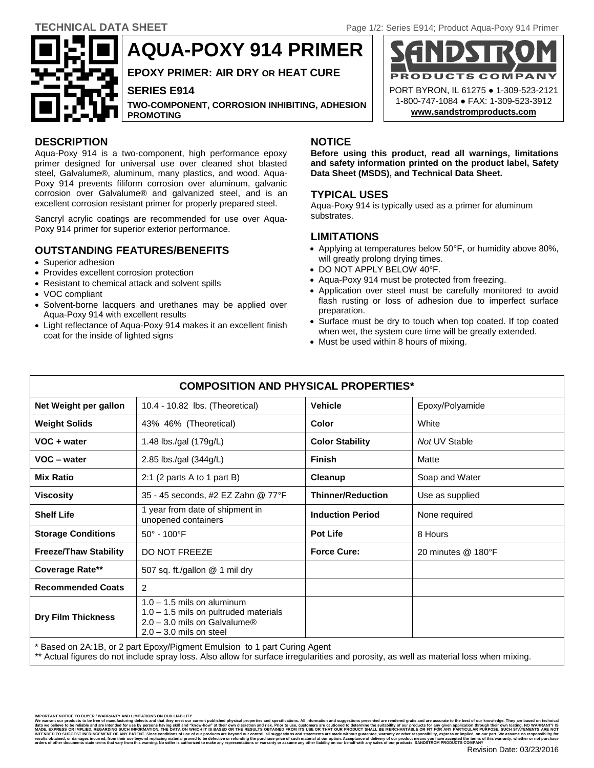TECHNICAL DATA SHEET

# AQUA-POXY 914 PRIMER

**EPOXY PRIMER: AIR DRY OR HEAT CURE**

**SERIES E914**

**TWO-COMPONENT, CORROSION INHIBITING, ADHESION PROMOTING**

**SANDSTROM PRODUCTS COMPANY**
PORT BYRON, IL 61275 ● 1-309-523-2121
1-800-747-1084 ● FAX: 1-309-523-3912
**www.sandstromproducts.com**

## DESCRIPTION

Aqua-Poxy 914 is a two-component, high performance epoxy primer designed for universal use over cleaned shot blasted steel, Galvalume®, aluminum, many plastics, and wood. Aqua-Poxy 914 prevents filiform corrosion over aluminum, galvanic corrosion over Galvalume® and galvanized steel, and is an excellent corrosion resistant primer for properly prepared steel.

Sancryl acrylic coatings are recommended for use over Aqua-Poxy 914 primer for superior exterior performance.

## OUTSTANDING FEATURES/BENEFITS

- Superior adhesion
- Provides excellent corrosion protection
- Resistant to chemical attack and solvent spills
- VOC compliant
- Solvent-borne lacquers and urethanes may be applied over Aqua-Poxy 914 with excellent results
- Light reflectance of Aqua-Poxy 914 makes it an excellent finish coat for the inside of lighted signs

## NOTICE

**Before using this product, read all warnings, limitations and safety information printed on the product label, Safety Data Sheet (MSDS), and Technical Data Sheet.**

## TYPICAL USES

Aqua-Poxy 914 is typically used as a primer for aluminum substrates.

## LIMITATIONS

- Applying at temperatures below 50°F, or humidity above 80%, will greatly prolong drying times.
- DO NOT APPLY BELOW 40°F.
- Aqua-Poxy 914 must be protected from freezing.
- Application over steel must be carefully monitored to avoid flash rusting or loss of adhesion due to imperfect surface preparation.
- Surface must be dry to touch when top coated. If top coated when wet, the system cure time will be greatly extended.
- Must be used within 8 hours of mixing.

| COMPOSITION AND PHYSICAL PROPERTIES* | | | |
|---|---|---|---|
| **Net Weight per gallon** | 10.4 - 10.82 lbs. (Theoretical) | **Vehicle** | Epoxy/Polyamide |
| **Weight Solids** | 43% 46% (Theoretical) | **Color** | White |
| **VOC + water** | 1.48 lbs./gal (179g/L) | **Color Stability** | *Not* UV Stable |
| **VOC – water** | 2.85 lbs./gal (344g/L) | **Finish** | Matte |
| **Mix Ratio** | 2:1 (2 parts A to 1 part B) | **Cleanup** | Soap and Water |
| **Viscosity** | 35 - 45 seconds, #2 EZ Zahn @ 77°F | **Thinner/Reduction** | Use as supplied |
| **Shelf Life** | 1 year from date of shipment in unopened containers | **Induction Period** | None required |
| **Storage Conditions** | 50° - 100°F | **Pot Life** | 8 Hours |
| **Freeze/Thaw Stability** | DO NOT FREEZE | **Force Cure:** | 20 minutes @ 180°F |
| **Coverage Rate**** | 507 sq. ft./gallon @ 1 mil dry | | |
| **Recommended Coats** | 2 | | |
| **Dry Film Thickness** | 1.0 – 1.5 mils on aluminum<br>1.0 – 1.5 mils on pultruded materials<br>2.0 – 3.0 mils on Galvalume®<br>2.0 – 3.0 mils on steel | | |

\* Based on 2A:1B, or 2 part Epoxy/Pigment Emulsion to 1 part Curing Agent
** Actual figures do not include spray loss. Also allow for surface irregularities and porosity, as well as material loss when mixing.

IMPORTANT NOTICE TO BUYER / WARRANTY AND LIMITATIONS ON OUR LIABILITY
We warrant our products to be free of manufacturing defects and that they meet our current published physical properties and specifications. All information and suggestions presented are rendered gratis and are accurate to the best of our knowledge. They are based on technical data we believe to be reliable and are intended for use by persons having skill and "know-how" at their own discretion and risk. Prior to use, customers are cautioned to determine the suitability of our products for any given application through their own testing. NO WARRANTY IS MADE, EXPRESS OR IMPLIED, REGARDING SUCH INFORMATION, THE DATA ON WHICH IT IS BASED OR THE RESULTS OBTAINED FROM ITS USE OR THAT OUR PRODUCT SHALL BE MERCHANTABLE OR FIT FOR ANY PARTICULAR PURPOSE. SUCH STATEMENTS ARE NOT INTENDED TO SUGGEST INFRINGEMENT OF ANY PATENT. Since conditions of use of our products are beyond our control, all suggestions and statements are made without guarantee, warranty or other responsibility, express or implied, on our part. We assume no responsibility for results obtained, or damages incurred, from their use beyond replacing material proved to be defective or refunding the purchase price of such material at our option. Acceptance of delivery of our product means you have accepted the terms of this warranty, whether or not purchase orders of other documents state terms that vary from this warning. No seller is authorized to make any representations or warranty or assume any other liability on our behalf with any sales of our products. SANDSTROM PRODUCTS COMPANY

Revision Date: 03/23/2016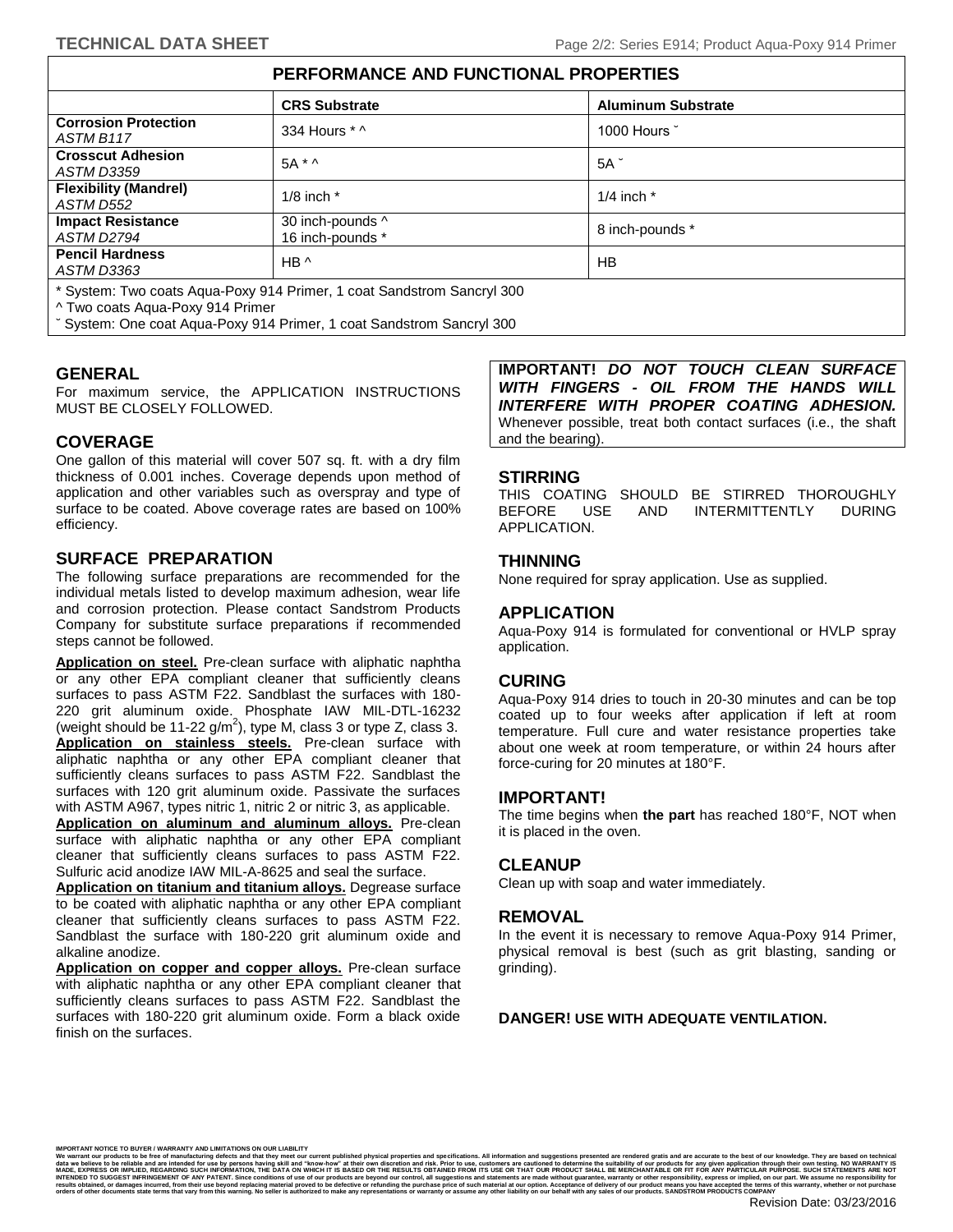## PERFORMANCE AND FUNCTIONAL PROPERTIES

| | CRS Substrate | Aluminum Substrate |
|---|---|---|
| **Corrosion Protection** *ASTM B117* | 334 Hours * ^ | 1000 Hours ˘ |
| **Crosscut Adhesion** *ASTM D3359* | 5A * ^ | 5A ˘ |
| **Flexibility (Mandrel)** *ASTM D552* | 1/8 inch * | 1/4 inch * |
| **Impact Resistance** *ASTM D2794* | 30 inch-pounds ^<br>16 inch-pounds * | 8 inch-pounds * |
| **Pencil Hardness** *ASTM D3363* | HB ^ | HB |

\* System: Two coats Aqua-Poxy 914 Primer, 1 coat Sandstrom Sancryl 300
^ Two coats Aqua-Poxy 914 Primer
˘ System: One coat Aqua-Poxy 914 Primer, 1 coat Sandstrom Sancryl 300

## GENERAL

For maximum service, the APPLICATION INSTRUCTIONS MUST BE CLOSELY FOLLOWED.

## COVERAGE

One gallon of this material will cover 507 sq. ft. with a dry film thickness of 0.001 inches. Coverage depends upon method of application and other variables such as overspray and type of surface to be coated. Above coverage rates are based on 100% efficiency.

## SURFACE PREPARATION

The following surface preparations are recommended for the individual metals listed to develop maximum adhesion, wear life and corrosion protection. Please contact Sandstrom Products Company for substitute surface preparations if recommended steps cannot be followed.

**Application on steel.** Pre-clean surface with aliphatic naphtha or any other EPA compliant cleaner that sufficiently cleans surfaces to pass ASTM F22. Sandblast the surfaces with 180-220 grit aluminum oxide. Phosphate IAW MIL-DTL-16232 (weight should be 11-22 g/m$^2$), type M, class 3 or type Z, class 3.

**Application on stainless steels.** Pre-clean surface with aliphatic naphtha or any other EPA compliant cleaner that sufficiently cleans surfaces to pass ASTM F22. Sandblast the surfaces with 120 grit aluminum oxide. Passivate the surfaces with ASTM A967, types nitric 1, nitric 2 or nitric 3, as applicable.

**Application on aluminum and aluminum alloys.** Pre-clean surface with aliphatic naphtha or any other EPA compliant cleaner that sufficiently cleans surfaces to pass ASTM F22. Sulfuric acid anodize IAW MIL-A-8625 and seal the surface.

**Application on titanium and titanium alloys.** Degrease surface to be coated with aliphatic naphtha or any other EPA compliant cleaner that sufficiently cleans surfaces to pass ASTM F22. Sandblast the surface with 180-220 grit aluminum oxide and alkaline anodize.

**Application on copper and copper alloys.** Pre-clean surface with aliphatic naphtha or any other EPA compliant cleaner that sufficiently cleans surfaces to pass ASTM F22. Sandblast the surfaces with 180-220 grit aluminum oxide. Form a black oxide finish on the surfaces.

**IMPORTANT!** ***DO NOT TOUCH CLEAN SURFACE WITH FINGERS - OIL FROM THE HANDS WILL INTERFERE WITH PROPER COATING ADHESION.*** Whenever possible, treat both contact surfaces (i.e., the shaft and the bearing).

## STIRRING

THIS COATING SHOULD BE STIRRED THOROUGHLY BEFORE USE AND INTERMITTENTLY DURING APPLICATION.

## THINNING

None required for spray application. Use as supplied.

## APPLICATION

Aqua-Poxy 914 is formulated for conventional or HVLP spray application.

## CURING

Aqua-Poxy 914 dries to touch in 20-30 minutes and can be top coated up to four weeks after application if left at room temperature. Full cure and water resistance properties take about one week at room temperature, or within 24 hours after force-curing for 20 minutes at 180°F.

## IMPORTANT!

The time begins when **the part** has reached 180°F, NOT when it is placed in the oven.

## CLEANUP

Clean up with soap and water immediately.

## REMOVAL

In the event it is necessary to remove Aqua-Poxy 914 Primer, physical removal is best (such as grit blasting, sanding or grinding).

**DANGER! USE WITH ADEQUATE VENTILATION.**

IMPORTANT NOTICE TO BUYER / WARRANTY AND LIMITATIONS ON OUR LIABILITY
We warrant our products to be free of manufacturing defects and that they meet our current published physical properties and specifications. All information and suggestions presented are rendered gratis and are accurate to the best of our knowledge. They are based on technical data we believe to be reliable and are intended for use by persons having skill and "know-how" at their own discretion and risk. Prior to use, customers are cautioned to determine the suitability of our products for any given application through their own testing. NO WARRANTY IS MADE, EXPRESS OR IMPLIED, REGARDING SUCH INFORMATION, THE DATA ON WHICH IT IS BASED OR THE RESULTS OBTAINED FROM ITS USE OR THAT OUR PRODUCT SHALL BE MERCHANTABLE OR FIT FOR ANY PARTICULAR PURPOSE. SUCH STATEMENTS ARE NOT INTENDED TO SUGGEST INFRINGEMENT OF ANY PATENT. Since conditions of use of our products are beyond our control, all suggestions and statements are made without guarantee, warranty or other responsibility, express or implied, on our part. We assume no responsibility for results obtained, or damages incurred, from their use beyond replacing material proved to be defective or refunding the purchase price of such material at our option. Acceptance of delivery of our product means you have accepted the terms of this warranty, whether or not purchase orders of other documents state terms that vary from this warning. No seller is authorized to make any representations or warranty or assume any other liability on our behalf with any sales of our products. SANDSTROM PRODUCTS COMPANY

Revision Date: 03/23/2016